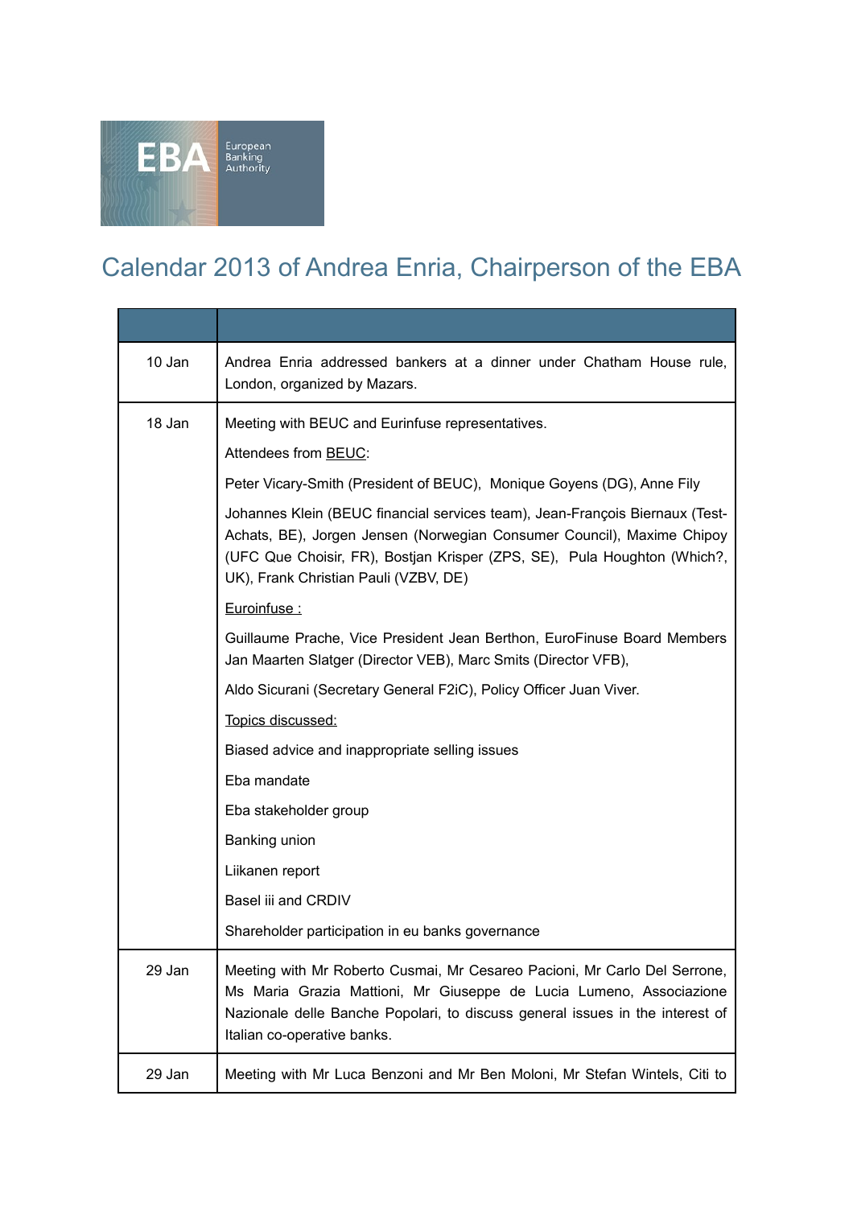# Calendar 2013 of Andrea Enria, Chairperson of the EBA

| | |
|---|---|
| 10 Jan | Andrea Enria addressed bankers at a dinner under Chatham House rule, London, organized by Mazars. |
| 18 Jan | Meeting with BEUC and Eurinfuse representatives.<br><br>Attendees from BEUC:<br><br>Peter Vicary-Smith (President of BEUC), Monique Goyens (DG), Anne Fily<br><br>Johannes Klein (BEUC financial services team), Jean-François Biernaux (Test-Achats, BE), Jorgen Jensen (Norwegian Consumer Council), Maxime Chipoy (UFC Que Choisir, FR), Bostjan Krisper (ZPS, SE), Pula Houghton (Which?, UK), Frank Christian Pauli (VZBV, DE)<br><br>Euroinfuse :<br><br>Guillaume Prache, Vice President Jean Berthon, EuroFinuse Board Members Jan Maarten Slatger (Director VEB), Marc Smits (Director VFB),<br><br>Aldo Sicurani (Secretary General F2iC), Policy Officer Juan Viver.<br><br>Topics discussed:<br><br>Biased advice and inappropriate selling issues<br><br>Eba mandate<br><br>Eba stakeholder group<br><br>Banking union<br><br>Liikanen report<br><br>Basel iii and CRDIV<br><br>Shareholder participation in eu banks governance |
| 29 Jan | Meeting with Mr Roberto Cusmai, Mr Cesareo Pacioni, Mr Carlo Del Serrone, Ms Maria Grazia Mattioni, Mr Giuseppe de Lucia Lumeno, Associazione Nazionale delle Banche Popolari, to discuss general issues in the interest of Italian co-operative banks. |
| 29 Jan | Meeting with Mr Luca Benzoni and Mr Ben Moloni, Mr Stefan Wintels, Citi to |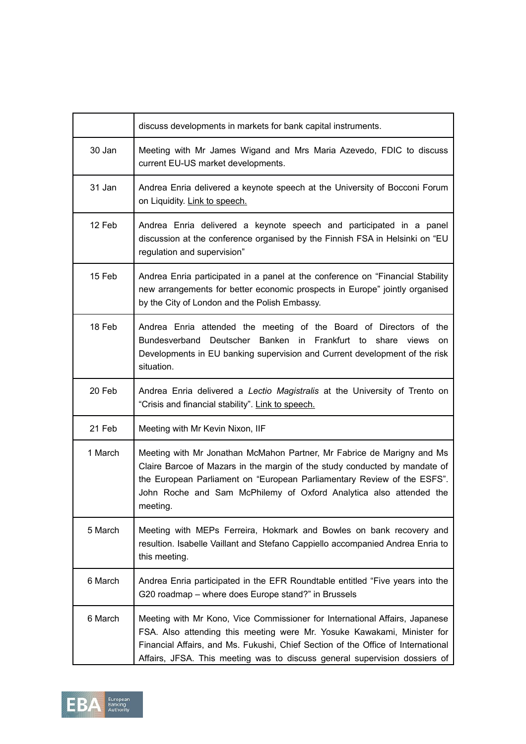| | |
|---|---|
| | discuss developments in markets for bank capital instruments. |
| 30 Jan | Meeting with Mr James Wigand and Mrs Maria Azevedo, FDIC to discuss current EU-US market developments. |
| 31 Jan | Andrea Enria delivered a keynote speech at the University of Bocconi Forum on Liquidity. Link to speech. |
| 12 Feb | Andrea Enria delivered a keynote speech and participated in a panel discussion at the conference organised by the Finnish FSA in Helsinki on "EU regulation and supervision" |
| 15 Feb | Andrea Enria participated in a panel at the conference on "Financial Stability new arrangements for better economic prospects in Europe" jointly organised by the City of London and the Polish Embassy. |
| 18 Feb | Andrea Enria attended the meeting of the Board of Directors of the Bundesverband Deutscher Banken in Frankfurt to share views on Developments in EU banking supervision and Current development of the risk situation. |
| 20 Feb | Andrea Enria delivered a *Lectio Magistralis* at the University of Trento on "Crisis and financial stability". Link to speech. |
| 21 Feb | Meeting with Mr Kevin Nixon, IIF |
| 1 March | Meeting with Mr Jonathan McMahon Partner, Mr Fabrice de Marigny and Ms Claire Barcoe of Mazars in the margin of the study conducted by mandate of the European Parliament on "European Parliamentary Review of the ESFS". John Roche and Sam McPhilemy of Oxford Analytica also attended the meeting. |
| 5 March | Meeting with MEPs Ferreira, Hokmark and Bowles on bank recovery and resultion. Isabelle Vaillant and Stefano Cappiello accompanied Andrea Enria to this meeting. |
| 6 March | Andrea Enria participated in the EFR Roundtable entitled "Five years into the G20 roadmap – where does Europe stand?" in Brussels |
| 6 March | Meeting with Mr Kono, Vice Commissioner for International Affairs, Japanese FSA. Also attending this meeting were Mr. Yosuke Kawakami, Minister for Financial Affairs, and Ms. Fukushi, Chief Section of the Office of International Affairs, JFSA. This meeting was to discuss general supervision dossiers of |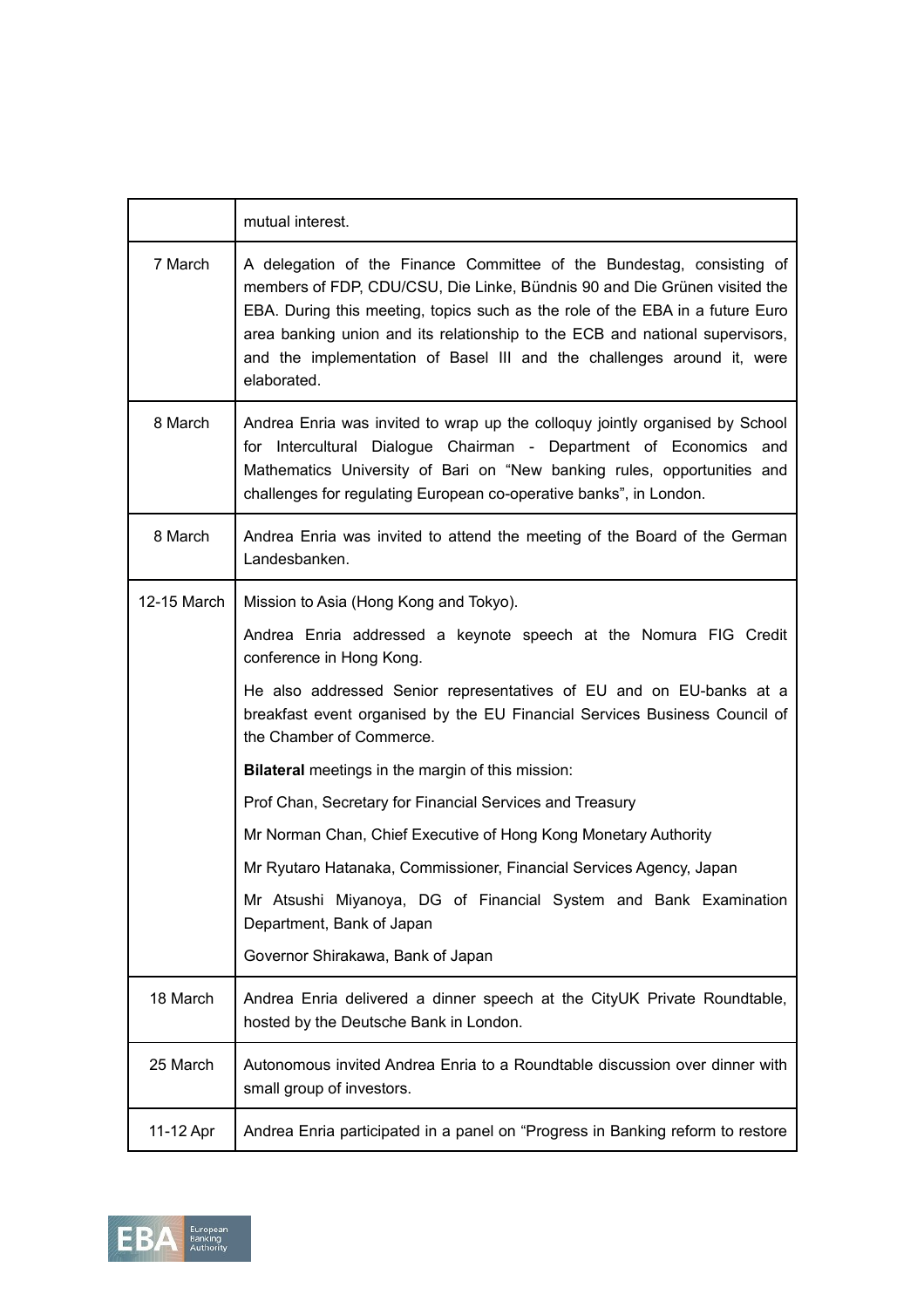| | |
|---|---|
| | mutual interest. |
| 7 March | A delegation of the Finance Committee of the Bundestag, consisting of members of FDP, CDU/CSU, Die Linke, Bündnis 90 and Die Grünen visited the EBA. During this meeting, topics such as the role of the EBA in a future Euro area banking union and its relationship to the ECB and national supervisors, and the implementation of Basel III and the challenges around it, were elaborated. |
| 8 March | Andrea Enria was invited to wrap up the colloquy jointly organised by School for Intercultural Dialogue Chairman - Department of Economics and Mathematics University of Bari on "New banking rules, opportunities and challenges for regulating European co-operative banks", in London. |
| 8 March | Andrea Enria was invited to attend the meeting of the Board of the German Landesbanken. |
| 12-15 March | Mission to Asia (Hong Kong and Tokyo).<br><br>Andrea Enria addressed a keynote speech at the Nomura FIG Credit conference in Hong Kong.<br><br>He also addressed Senior representatives of EU and on EU-banks at a breakfast event organised by the EU Financial Services Business Council of the Chamber of Commerce.<br><br>**Bilateral** meetings in the margin of this mission:<br><br>Prof Chan, Secretary for Financial Services and Treasury<br><br>Mr Norman Chan, Chief Executive of Hong Kong Monetary Authority<br><br>Mr Ryutaro Hatanaka, Commissioner, Financial Services Agency, Japan<br><br>Mr Atsushi Miyanoya, DG of Financial System and Bank Examination Department, Bank of Japan<br><br>Governor Shirakawa, Bank of Japan |
| 18 March | Andrea Enria delivered a dinner speech at the CityUK Private Roundtable, hosted by the Deutsche Bank in London. |
| 25 March | Autonomous invited Andrea Enria to a Roundtable discussion over dinner with small group of investors. |
| 11-12 Apr | Andrea Enria participated in a panel on "Progress in Banking reform to restore |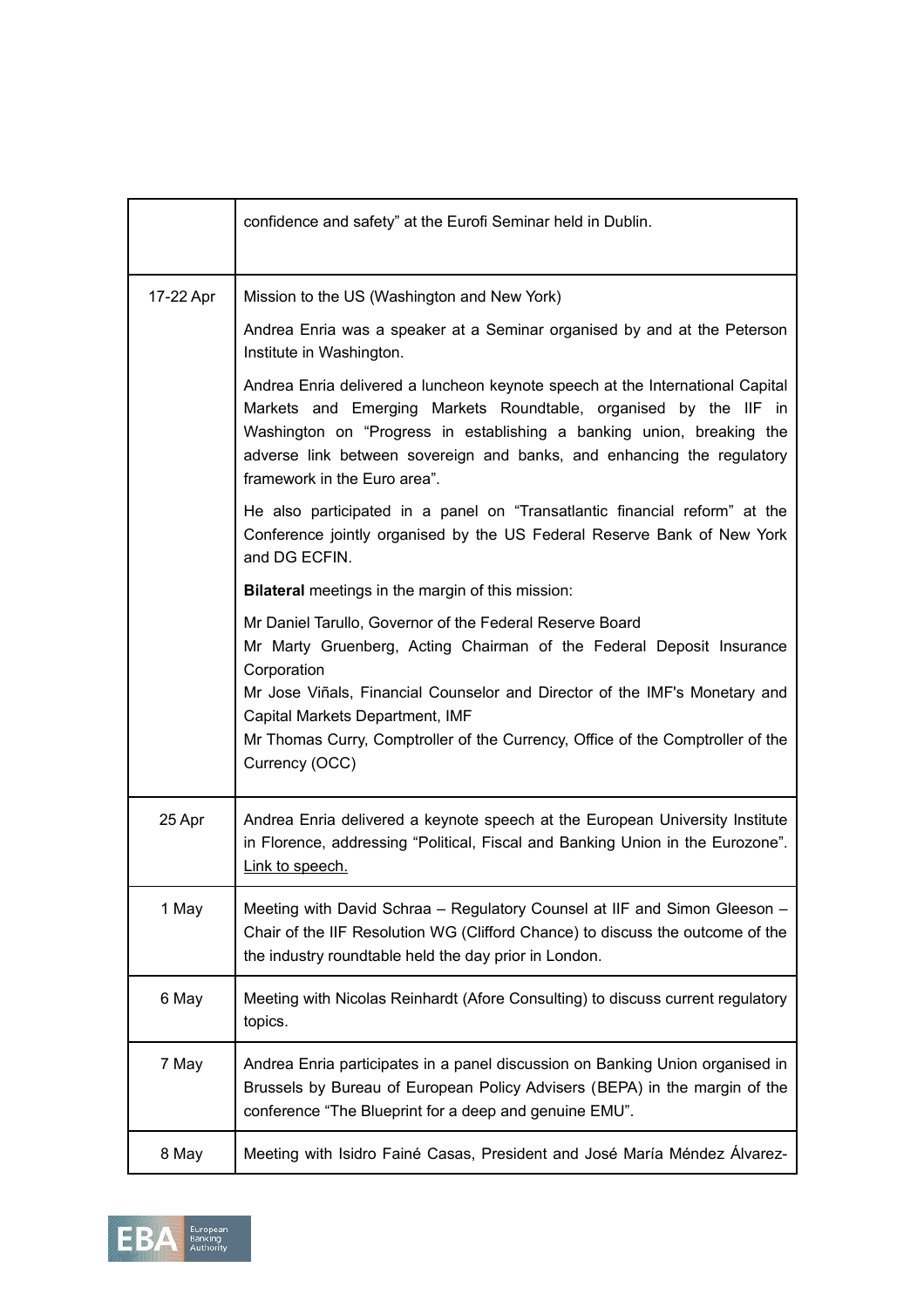| | |
|---|---|
| | confidence and safety" at the Eurofi Seminar held in Dublin. |
| 17-22 Apr | Mission to the US (Washington and New York)<br><br>Andrea Enria was a speaker at a Seminar organised by and at the Peterson Institute in Washington.<br><br>Andrea Enria delivered a luncheon keynote speech at the International Capital Markets and Emerging Markets Roundtable, organised by the IIF in Washington on "Progress in establishing a banking union, breaking the adverse link between sovereign and banks, and enhancing the regulatory framework in the Euro area".<br><br>He also participated in a panel on "Transatlantic financial reform" at the Conference jointly organised by the US Federal Reserve Bank of New York and DG ECFIN.<br><br>**Bilateral** meetings in the margin of this mission:<br><br>Mr Daniel Tarullo, Governor of the Federal Reserve Board<br>Mr Marty Gruenberg, Acting Chairman of the Federal Deposit Insurance Corporation<br>Mr Jose Viñals, Financial Counselor and Director of the IMF's Monetary and Capital Markets Department, IMF<br>Mr Thomas Curry, Comptroller of the Currency, Office of the Comptroller of the Currency (OCC) |
| 25 Apr | Andrea Enria delivered a keynote speech at the European University Institute in Florence, addressing "Political, Fiscal and Banking Union in the Eurozone". Link to speech. |
| 1 May | Meeting with David Schraa – Regulatory Counsel at IIF and Simon Gleeson – Chair of the IIF Resolution WG (Clifford Chance) to discuss the outcome of the the industry roundtable held the day prior in London. |
| 6 May | Meeting with Nicolas Reinhardt (Afore Consulting) to discuss current regulatory topics. |
| 7 May | Andrea Enria participates in a panel discussion on Banking Union organised in Brussels by Bureau of European Policy Advisers (BEPA) in the margin of the conference "The Blueprint for a deep and genuine EMU". |
| 8 May | Meeting with Isidro Fainé Casas, President and José María Méndez Álvarez- |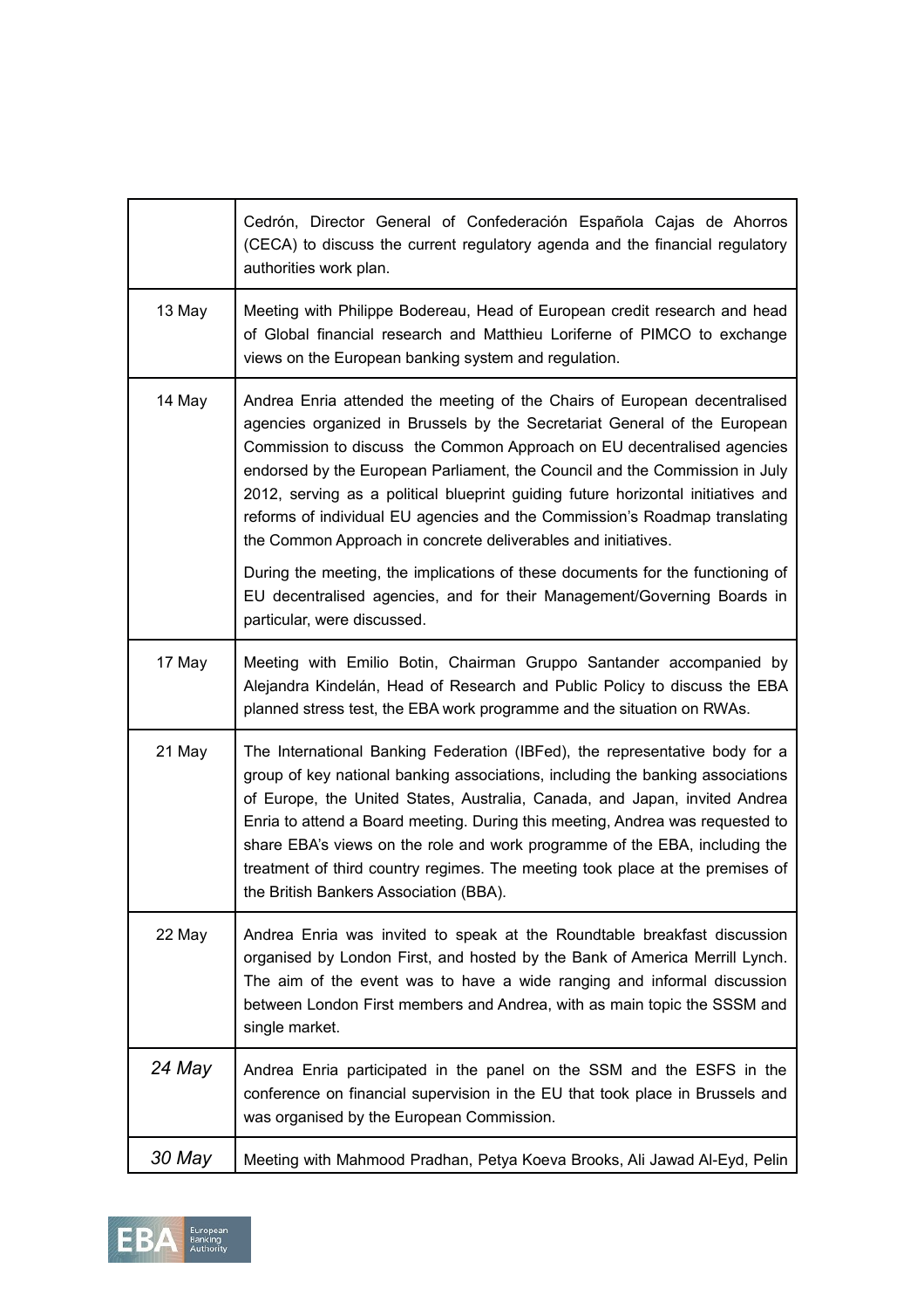| | |
|---|---|
| | Cedrón, Director General of Confederación Española Cajas de Ahorros (CECA) to discuss the current regulatory agenda and the financial regulatory authorities work plan. |
| 13 May | Meeting with Philippe Bodereau, Head of European credit research and head of Global financial research and Matthieu Loriferne of PIMCO to exchange views on the European banking system and regulation. |
| 14 May | Andrea Enria attended the meeting of the Chairs of European decentralised agencies organized in Brussels by the Secretariat General of the European Commission to discuss the Common Approach on EU decentralised agencies endorsed by the European Parliament, the Council and the Commission in July 2012, serving as a political blueprint guiding future horizontal initiatives and reforms of individual EU agencies and the Commission's Roadmap translating the Common Approach in concrete deliverables and initiatives. <br><br> During the meeting, the implications of these documents for the functioning of EU decentralised agencies, and for their Management/Governing Boards in particular, were discussed. |
| 17 May | Meeting with Emilio Botin, Chairman Gruppo Santander accompanied by Alejandra Kindelán, Head of Research and Public Policy to discuss the EBA planned stress test, the EBA work programme and the situation on RWAs. |
| 21 May | The International Banking Federation (IBFed), the representative body for a group of key national banking associations, including the banking associations of Europe, the United States, Australia, Canada, and Japan, invited Andrea Enria to attend a Board meeting. During this meeting, Andrea was requested to share EBA's views on the role and work programme of the EBA, including the treatment of third country regimes. The meeting took place at the premises of the British Bankers Association (BBA). |
| 22 May | Andrea Enria was invited to speak at the Roundtable breakfast discussion organised by London First, and hosted by the Bank of America Merrill Lynch. The aim of the event was to have a wide ranging and informal discussion between London First members and Andrea, with as main topic the SSSM and single market. |
| *24 May* | Andrea Enria participated in the panel on the SSM and the ESFS in the conference on financial supervision in the EU that took place in Brussels and was organised by the European Commission. |
| *30 May* | Meeting with Mahmood Pradhan, Petya Koeva Brooks, Ali Jawad Al-Eyd, Pelin |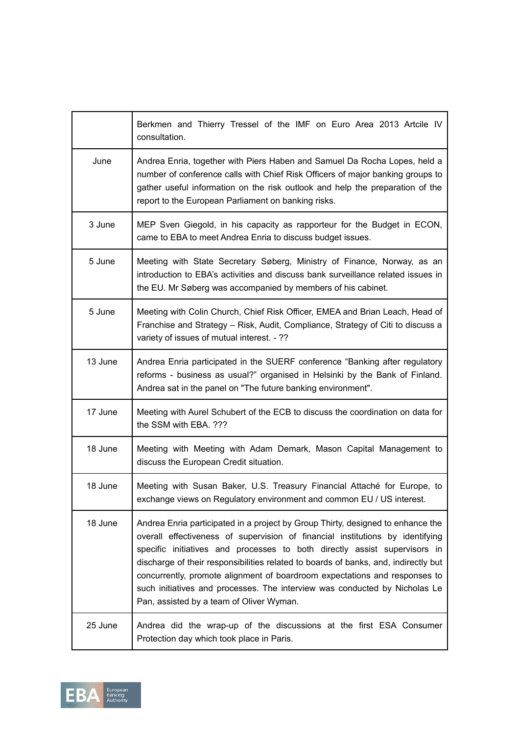|  |  |
|---|---|
|  | Berkmen and Thierry Tressel of the IMF on Euro Area 2013 Artcile IV consultation. |
| June | Andrea Enria, together with Piers Haben and Samuel Da Rocha Lopes, held a number of conference calls with Chief Risk Officers of major banking groups to gather useful information on the risk outlook and help the preparation of the report to the European Parliament on banking risks. |
| 3 June | MEP Sven Giegold, in his capacity as rapporteur for the Budget in ECON, came to EBA to meet Andrea Enria to discuss budget issues. |
| 5 June | Meeting with State Secretary Søberg, Ministry of Finance, Norway, as an introduction to EBA's activities and discuss bank surveillance related issues in the EU. Mr Søberg was accompanied by members of his cabinet. |
| 5 June | Meeting with Colin Church, Chief Risk Officer, EMEA and Brian Leach, Head of Franchise and Strategy – Risk, Audit, Compliance, Strategy of Citi to discuss a variety of issues of mutual interest. - ?? |
| 13 June | Andrea Enria participated in the SUERF conference "Banking after regulatory reforms - business as usual?" organised in Helsinki by the Bank of Finland. Andrea sat in the panel on "The future banking environment". |
| 17 June | Meeting with Aurel Schubert of the ECB to discuss the coordination on data for the SSM with EBA. ??? |
| 18 June | Meeting with Meeting with Adam Demark, Mason Capital Management to discuss the European Credit situation. |
| 18 June | Meeting with Susan Baker, U.S. Treasury Financial Attaché for Europe, to exchange views on Regulatory environment and common EU / US interest. |
| 18 June | Andrea Enria participated in a project by Group Thirty, designed to enhance the overall effectiveness of supervision of financial institutions by identifying specific initiatives and processes to both directly assist supervisors in discharge of their responsibilities related to boards of banks, and, indirectly but concurrently, promote alignment of boardroom expectations and responses to such initiatives and processes. The interview was conducted by Nicholas Le Pan, assisted by a team of Oliver Wyman. |
| 25 June | Andrea did the wrap-up of the discussions at the first ESA Consumer Protection day which took place in Paris. |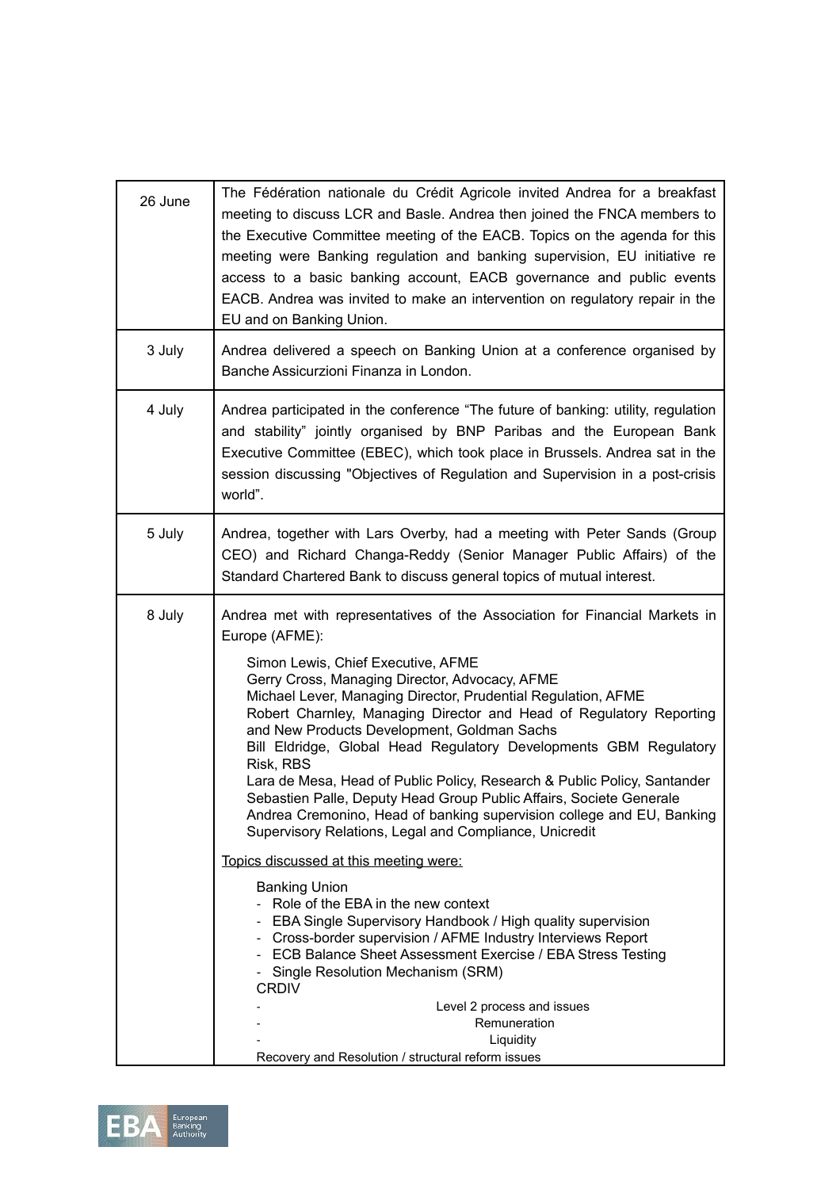| | |
|---|---|
| 26 June | The Fédération nationale du Crédit Agricole invited Andrea for a breakfast meeting to discuss LCR and Basle. Andrea then joined the FNCA members to the Executive Committee meeting of the EACB. Topics on the agenda for this meeting were Banking regulation and banking supervision, EU initiative re access to a basic banking account, EACB governance and public events EACB. Andrea was invited to make an intervention on regulatory repair in the EU and on Banking Union. |
| 3 July | Andrea delivered a speech on Banking Union at a conference organised by Banche Assicurzioni Finanza in London. |
| 4 July | Andrea participated in the conference "The future of banking: utility, regulation and stability" jointly organised by BNP Paribas and the European Bank Executive Committee (EBEC), which took place in Brussels. Andrea sat in the session discussing "Objectives of Regulation and Supervision in a post-crisis world". |
| 5 July | Andrea, together with Lars Overby, had a meeting with Peter Sands (Group CEO) and Richard Changa-Reddy (Senior Manager Public Affairs) of the Standard Chartered Bank to discuss general topics of mutual interest. |
| 8 July | Andrea met with representatives of the Association for Financial Markets in Europe (AFME):<br><br>Simon Lewis, Chief Executive, AFME<br>Gerry Cross, Managing Director, Advocacy, AFME<br>Michael Lever, Managing Director, Prudential Regulation, AFME<br>Robert Charnley, Managing Director and Head of Regulatory Reporting and New Products Development, Goldman Sachs<br>Bill Eldridge, Global Head Regulatory Developments GBM Regulatory Risk, RBS<br>Lara de Mesa, Head of Public Policy, Research & Public Policy, Santander<br>Sebastien Palle, Deputy Head Group Public Affairs, Societe Generale<br>Andrea Cremonino, Head of banking supervision college and EU, Banking Supervisory Relations, Legal and Compliance, Unicredit<br><br><u>Topics discussed at this meeting were:</u><br><br>Banking Union<br>- Role of the EBA in the new context<br>- EBA Single Supervisory Handbook / High quality supervision<br>- Cross-border supervision / AFME Industry Interviews Report<br>- ECB Balance Sheet Assessment Exercise / EBA Stress Testing<br>- Single Resolution Mechanism (SRM)<br>CRDIV<br>- Level 2 process and issues<br>- Remuneration<br>- Liquidity<br>Recovery and Resolution / structural reform issues |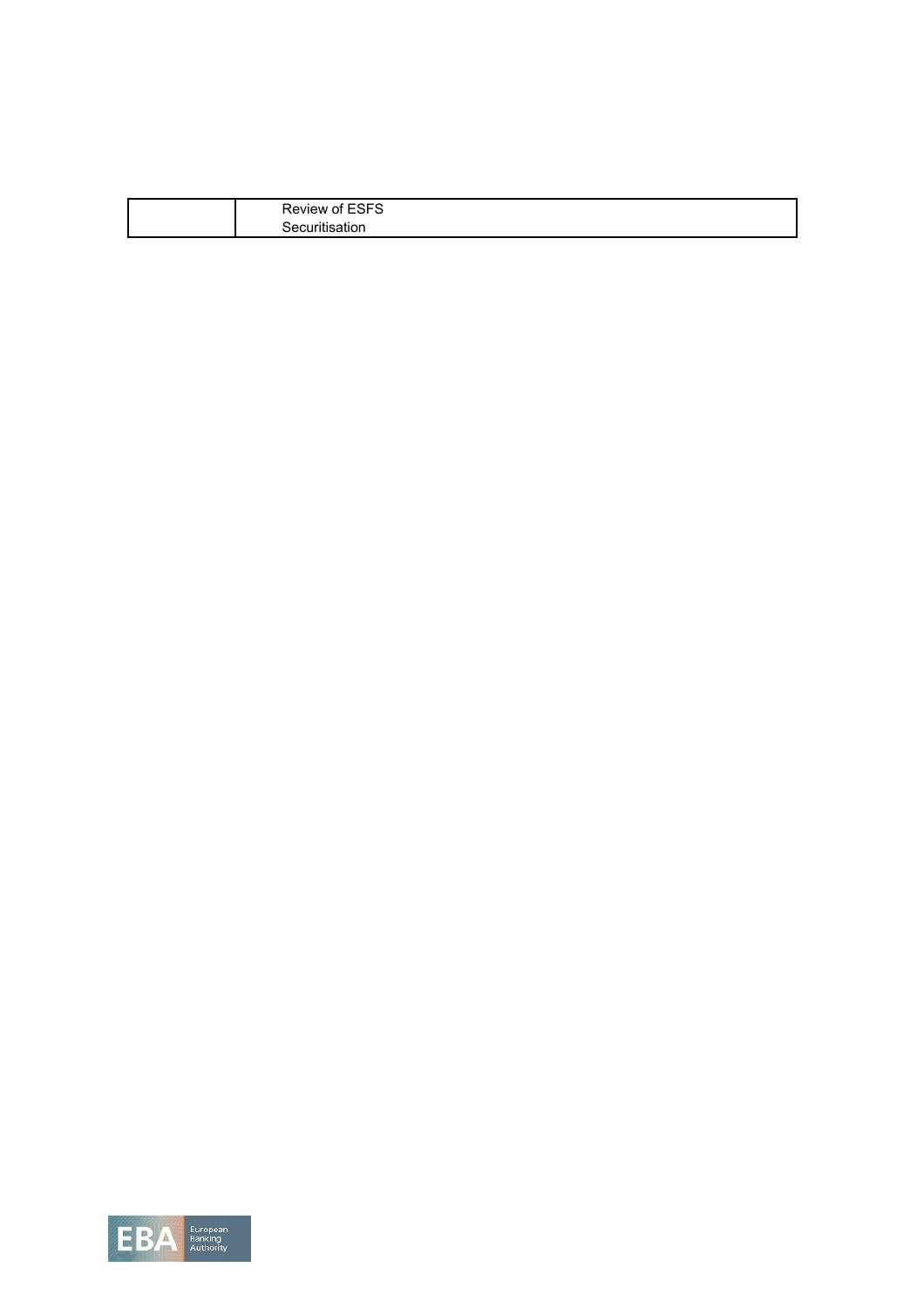| | |
|---|---|
| | Review of ESFS<br>Securitisation |